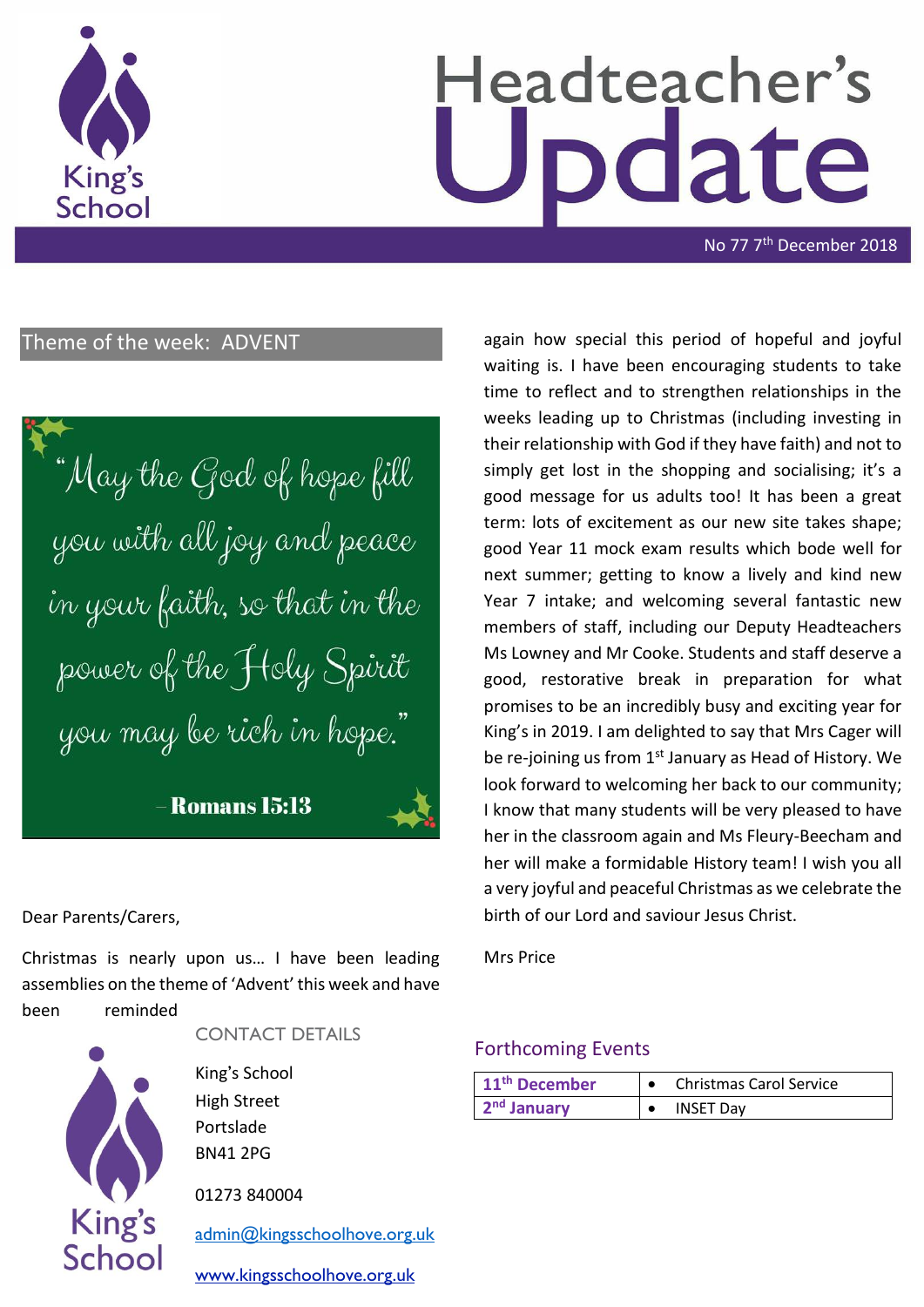King's School

# Headteacher's Update

No 77 7th December 2018

## Theme of the week: ADVENT

"May the God of hope fill you with all joy and peace in your faith, so that in the power of the Holy Spirit you may be rich in hope."

– Romans 15:13

Dear Parents/Carers,

Christmas is nearly upon us… I have been leading assemblies on the theme of 'Advent' this week and have been reminded again how special this period of hopeful and joyful waiting is. I have been encouraging students to take time to reflect and to strengthen relationships in the weeks leading up to Christmas (including investing in their relationship with God if they have faith) and not to simply get lost in the shopping and socialising; it's a good message for us adults too! It has been a great term: lots of excitement as our new site takes shape; good Year 11 mock exam results which bode well for next summer; getting to know a lively and kind new Year 7 intake; and welcoming several fantastic new members of staff, including our Deputy Headteachers Ms Lowney and Mr Cooke. Students and staff deserve a good, restorative break in preparation for what promises to be an incredibly busy and exciting year for King's in 2019. I am delighted to say that Mrs Cager will be re-joining us from 1st January as Head of History. We look forward to welcoming her back to our community; I know that many students will be very pleased to have her in the classroom again and Ms Fleury-Beecham and her will make a formidable History team! I wish you all a very joyful and peaceful Christmas as we celebrate the birth of our Lord and saviour Jesus Christ.

Mrs Price

## CONTACT DETAILS

King's School
High Street
Portslade
BN41 2PG

01273 840004

admin@kingsschoolhove.org.uk

www.kingsschoolhove.org.uk

## Forthcoming Events

| | |
|---|---|
| **11th December** | • Christmas Carol Service |
| **2nd January** | • INSET Day |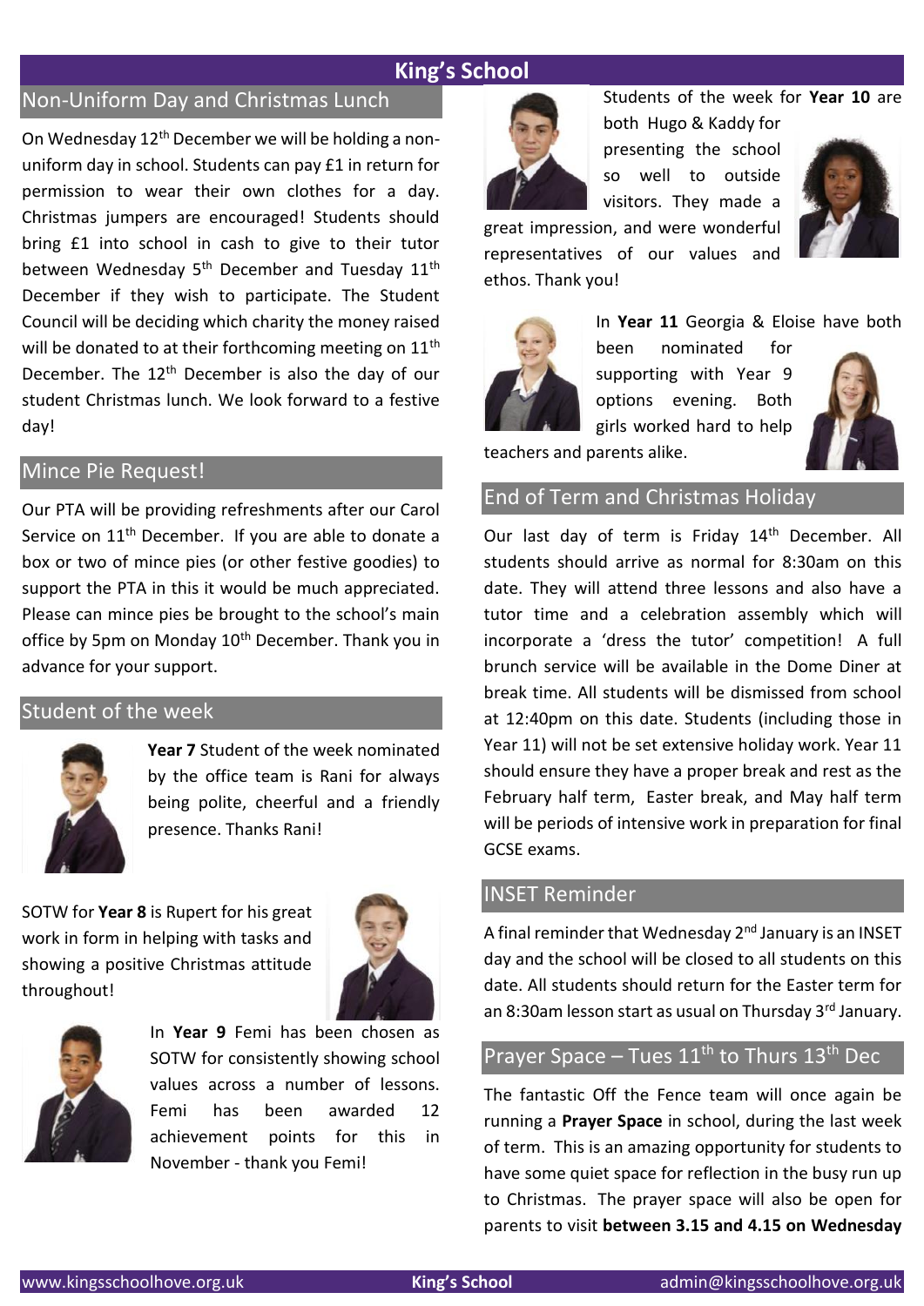## Non-Uniform Day and Christmas Lunch

On Wednesday 12th December we will be holding a non-uniform day in school. Students can pay £1 in return for permission to wear their own clothes for a day. Christmas jumpers are encouraged! Students should bring £1 into school in cash to give to their tutor between Wednesday 5th December and Tuesday 11th December if they wish to participate. The Student Council will be deciding which charity the money raised will be donated to at their forthcoming meeting on 11th December. The 12th December is also the day of our student Christmas lunch. We look forward to a festive day!

## Mince Pie Request!

Our PTA will be providing refreshments after our Carol Service on 11th December. If you are able to donate a box or two of mince pies (or other festive goodies) to support the PTA in this it would be much appreciated. Please can mince pies be brought to the school's main office by 5pm on Monday 10th December. Thank you in advance for your support.

## Student of the week

**Year 7** Student of the week nominated by the office team is Rani for always being polite, cheerful and a friendly presence. Thanks Rani!

SOTW for **Year 8** is Rupert for his great work in form in helping with tasks and showing a positive Christmas attitude throughout!

In **Year 9** Femi has been chosen as SOTW for consistently showing school values across a number of lessons. Femi has been awarded 12 achievement points for this in November - thank you Femi!

Students of the week for **Year 10** are both Hugo & Kaddy for presenting the school so well to outside visitors. They made a great impression, and were wonderful representatives of our values and ethos. Thank you!

In **Year 11** Georgia & Eloise have both been nominated for supporting with Year 9 options evening. Both girls worked hard to help teachers and parents alike.

## End of Term and Christmas Holiday

Our last day of term is Friday 14th December. All students should arrive as normal for 8:30am on this date. They will attend three lessons and also have a tutor time and a celebration assembly which will incorporate a 'dress the tutor' competition! A full brunch service will be available in the Dome Diner at break time. All students will be dismissed from school at 12:40pm on this date. Students (including those in Year 11) will not be set extensive holiday work. Year 11 should ensure they have a proper break and rest as the February half term, Easter break, and May half term will be periods of intensive work in preparation for final GCSE exams.

## INSET Reminder

A final reminder that Wednesday 2nd January is an INSET day and the school will be closed to all students on this date. All students should return for the Easter term for an 8:30am lesson start as usual on Thursday 3rd January.

## Prayer Space – Tues 11th to Thurs 13th Dec

The fantastic Off the Fence team will once again be running a **Prayer Space** in school, during the last week of term. This is an amazing opportunity for students to have some quiet space for reflection in the busy run up to Christmas. The prayer space will also be open for parents to visit **between 3.15 and 4.15 on Wednesday**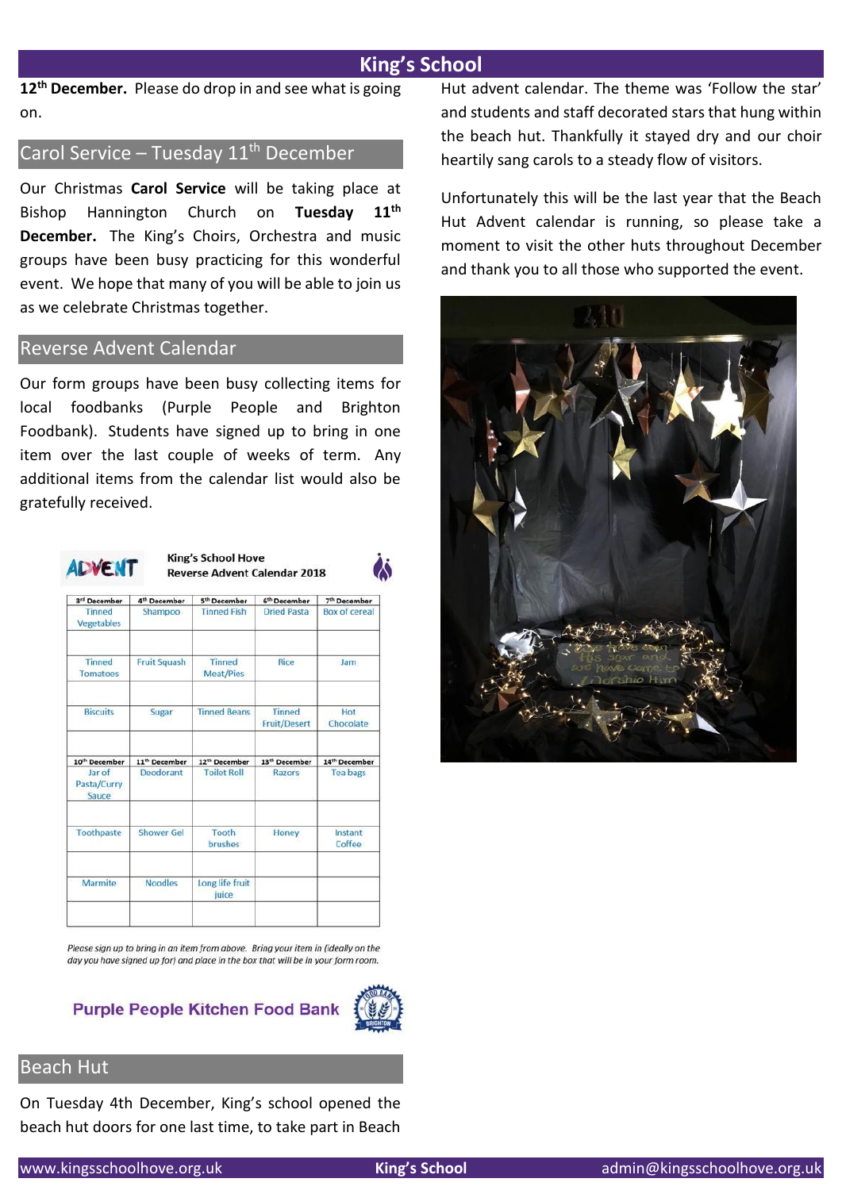**12th December.** Please do drop in and see what is going on.

## Carol Service – Tuesday 11th December

Our Christmas **Carol Service** will be taking place at Bishop Hannington Church on **Tuesday 11th December.** The King's Choirs, Orchestra and music groups have been busy practicing for this wonderful event. We hope that many of you will be able to join us as we celebrate Christmas together.

## Reverse Advent Calendar

Our form groups have been busy collecting items for local foodbanks (Purple People and Brighton Foodbank). Students have signed up to bring in one item over the last couple of weeks of term. Any additional items from the calendar list would also be gratefully received.

ADVENT

King's School Hove
Reverse Advent Calendar 2018

| 3rd December | 4th December | 5th December | 6th December | 7th December |
|---|---|---|---|---|
| Tinned Vegetables | Shampoo | Tinned Fish | Dried Pasta | Box of cereal |
| | | | | |
| Tinned Tomatoes | Fruit Squash | Tinned Meat/Pies | Rice | Jam |
| | | | | |
| Biscuits | Sugar | Tinned Beans | Tinned Fruit/Desert | Hot Chocolate |
| | | | | |
| **10th December** | **11th December** | **12th December** | **13th December** | **14th December** |
| Jar of Pasta/Curry Sauce | Deodorant | Toilet Roll | Razors | Tea bags |
| | | | | |
| Toothpaste | Shower Gel | Tooth brushes | Honey | Instant Coffee |
| | | | | |
| Marmite | Noodles | Long life fruit juice | | |
| | | | | |

*Please sign up to bring in an item from above. Bring your item in (ideally on the day you have signed up for) and place in the box that will be in your form room.*

Purple People Kitchen Food Bank

## Beach Hut

On Tuesday 4th December, King's school opened the beach hut doors for one last time, to take part in Beach Hut advent calendar. The theme was 'Follow the star' and students and staff decorated stars that hung within the beach hut. Thankfully it stayed dry and our choir heartily sang carols to a steady flow of visitors.

Unfortunately this will be the last year that the Beach Hut Advent calendar is running, so please take a moment to visit the other huts throughout December and thank you to all those who supported the event.